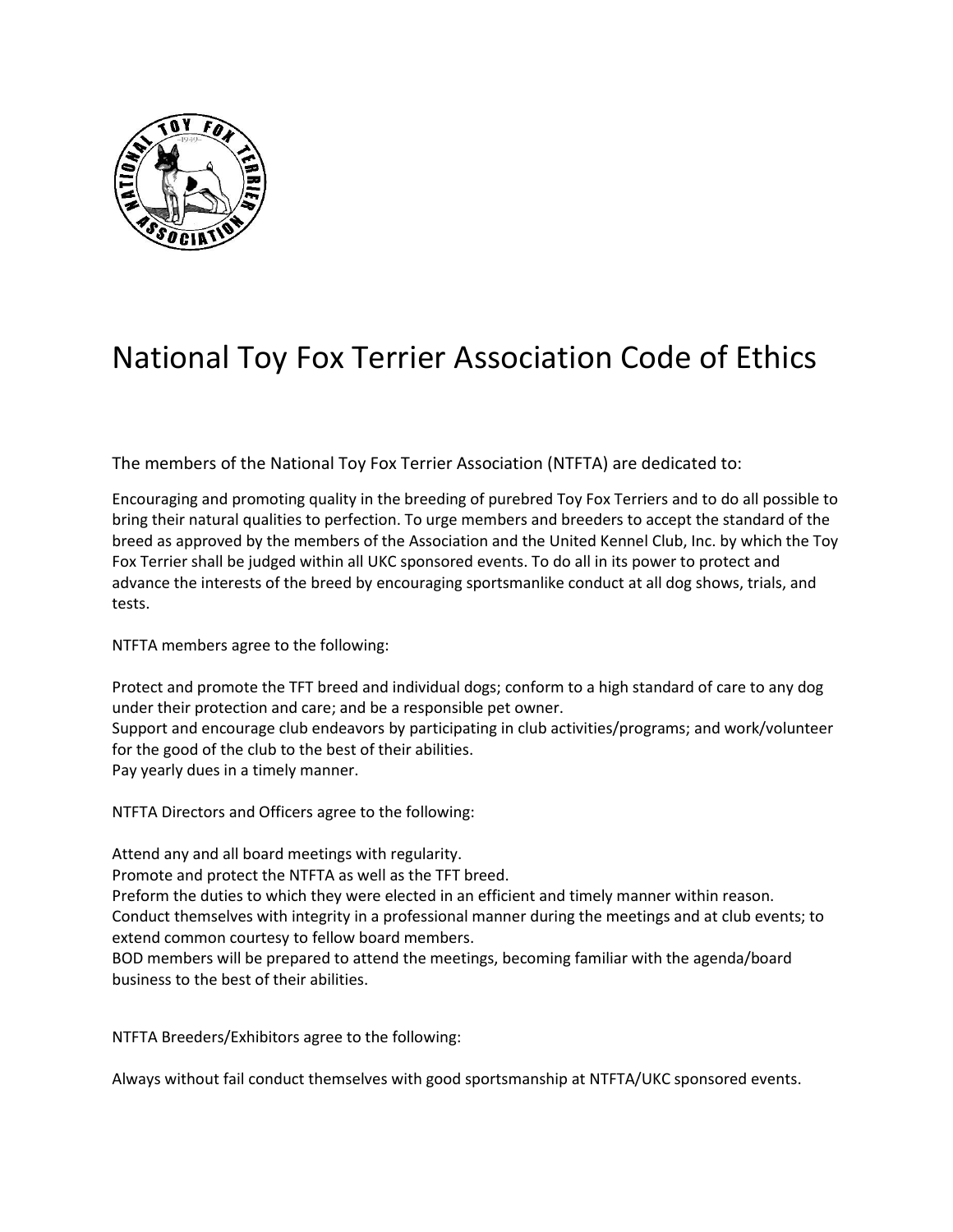# National Toy Fox Terrier Association Code of Ethics

The members of the National Toy Fox Terrier Association (NTFTA) are dedicated to:

Encouraging and promoting quality in the breeding of purebred Toy Fox Terriers and to do all possible to bring their natural qualities to perfection. To urge members and breeders to accept the standard of the breed as approved by the members of the Association and the United Kennel Club, Inc. by which the Toy Fox Terrier shall be judged within all UKC sponsored events. To do all in its power to protect and advance the interests of the breed by encouraging sportsmanlike conduct at all dog shows, trials, and tests.

NTFTA members agree to the following:

Protect and promote the TFT breed and individual dogs; conform to a high standard of care to any dog under their protection and care; and be a responsible pet owner.
Support and encourage club endeavors by participating in club activities/programs; and work/volunteer for the good of the club to the best of their abilities.
Pay yearly dues in a timely manner.

NTFTA Directors and Officers agree to the following:

Attend any and all board meetings with regularity.
Promote and protect the NTFTA as well as the TFT breed.
Preform the duties to which they were elected in an efficient and timely manner within reason.
Conduct themselves with integrity in a professional manner during the meetings and at club events; to extend common courtesy to fellow board members.
BOD members will be prepared to attend the meetings, becoming familiar with the agenda/board business to the best of their abilities.

NTFTA Breeders/Exhibitors agree to the following:

Always without fail conduct themselves with good sportsmanship at NTFTA/UKC sponsored events.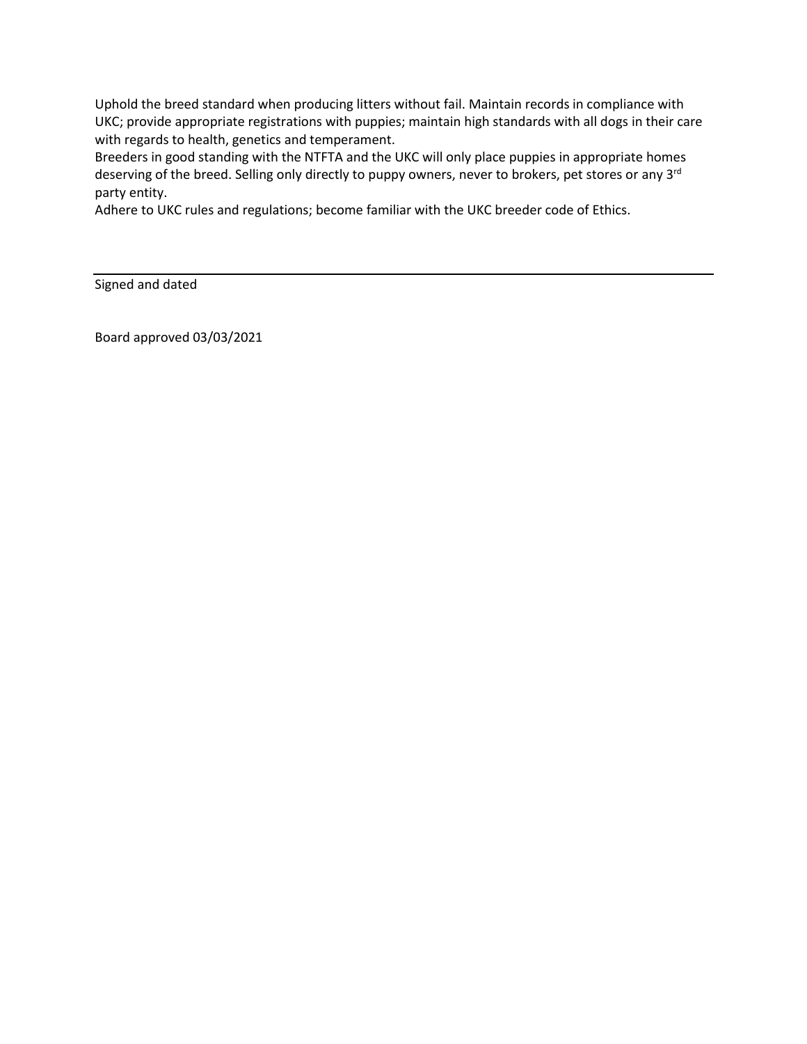Uphold the breed standard when producing litters without fail. Maintain records in compliance with UKC; provide appropriate registrations with puppies; maintain high standards with all dogs in their care with regards to health, genetics and temperament.

Breeders in good standing with the NTFTA and the UKC will only place puppies in appropriate homes deserving of the breed. Selling only directly to puppy owners, never to brokers, pet stores or any 3rd party entity.

Adhere to UKC rules and regulations; become familiar with the UKC breeder code of Ethics.

---

Signed and dated

Board approved 03/03/2021